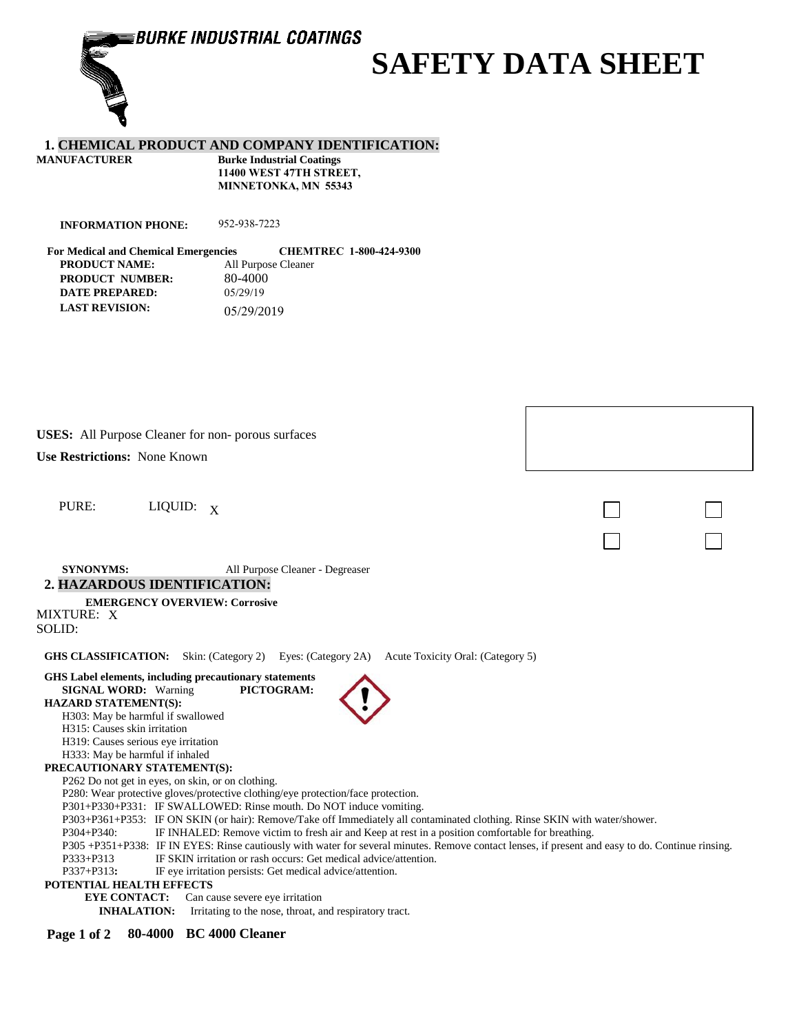BURKE INDUSTRIAL COATINGS

# SAFETY DATA SHEET

## 1. CHEMICAL PRODUCT AND COMPANY IDENTIFICATION:

**MANUFACTURER** **Burke Industrial Coatings**
**11400 WEST 47TH STREET,**
**MINNETONKA, MN 55343**

**INFORMATION PHONE:** 952-938-7223

**For Medical and Chemical Emergencies** **CHEMTREC 1-800-424-9300**

**PRODUCT NAME:** All Purpose Cleaner
**PRODUCT NUMBER:** 80-4000
**DATE PREPARED:** 05/29/19
**LAST REVISION:** 05/29/2019

**USES:** All Purpose Cleaner for non- porous surfaces

**Use Restrictions:** None Known

PURE: LIQUID: X

**SYNONYMS:** All Purpose Cleaner - Degreaser

## 2. HAZARDOUS IDENTIFICATION:

**EMERGENCY OVERVIEW: Corrosive**

MIXTURE: X
SOLID:

**GHS CLASSIFICATION:** Skin: (Category 2) Eyes: (Category 2A) Acute Toxicity Oral: (Category 5)

**GHS Label elements, including precautionary statements**

**SIGNAL WORD:** Warning **PICTOGRAM:**

**HAZARD STATEMENT(S):**

- H303: May be harmful if swallowed
- H315: Causes skin irritation
- H319: Causes serious eye irritation
- H333: May be harmful if inhaled

**PRECAUTIONARY STATEMENT(S):**

- P262 Do not get in eyes, on skin, or on clothing.
- P280: Wear protective gloves/protective clothing/eye protection/face protection.
- P301+P330+P331: IF SWALLOWED: Rinse mouth. Do NOT induce vomiting.
- P303+P361+P353: IF ON SKIN (or hair): Remove/Take off Immediately all contaminated clothing. Rinse SKIN with water/shower.
- P304+P340: IF INHALED: Remove victim to fresh air and Keep at rest in a position comfortable for breathing.
- P305 +P351+P338: IF IN EYES: Rinse cautiously with water for several minutes. Remove contact lenses, if present and easy to do. Continue rinsing.
- P333+P313 IF SKIN irritation or rash occurs: Get medical advice/attention.
- P337+P313**:** IF eye irritation persists: Get medical advice/attention.

**POTENTIAL HEALTH EFFECTS**

**EYE CONTACT:** Can cause severe eye irritation
**INHALATION:** Irritating to the nose, throat, and respiratory tract.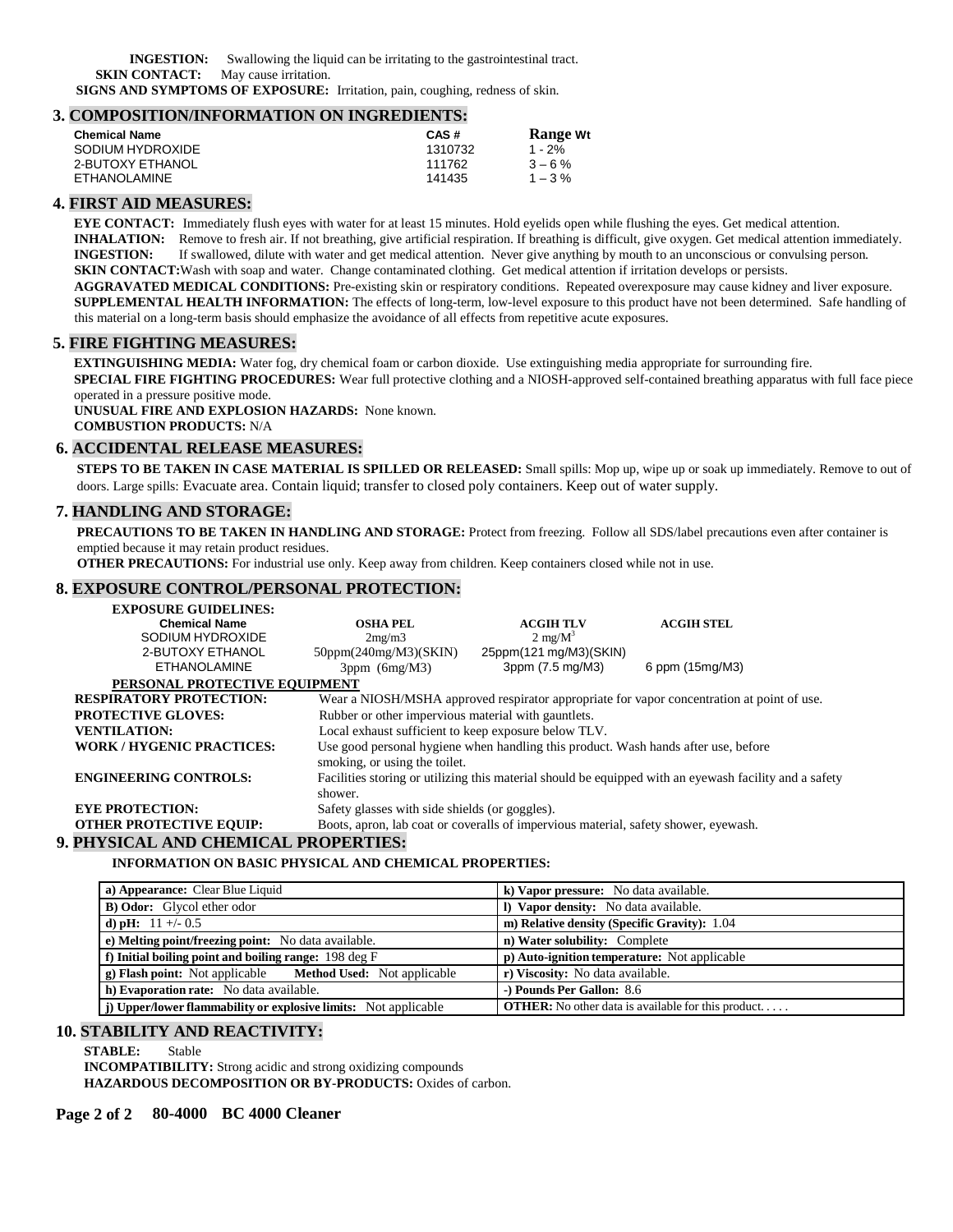**INGESTION:** Swallowing the liquid can be irritating to the gastrointestinal tract.
**SKIN CONTACT:** May cause irritation.
**SIGNS AND SYMPTOMS OF EXPOSURE:** Irritation, pain, coughing, redness of skin.

## 3. COMPOSITION/INFORMATION ON INGREDIENTS:

| Chemical Name | CAS # | Range Wt |
|---|---|---|
| SODIUM HYDROXIDE | 1310732 | 1 - 2% |
| 2-BUTOXY ETHANOL | 111762 | 3 – 6 % |
| ETHANOLAMINE | 141435 | 1 – 3 % |

## 4. FIRST AID MEASURES:

**EYE CONTACT:** Immediately flush eyes with water for at least 15 minutes. Hold eyelids open while flushing the eyes. Get medical attention.
**INHALATION:** Remove to fresh air. If not breathing, give artificial respiration. If breathing is difficult, give oxygen. Get medical attention immediately.
**INGESTION:** If swallowed, dilute with water and get medical attention. Never give anything by mouth to an unconscious or convulsing person.
**SKIN CONTACT:** Wash with soap and water. Change contaminated clothing. Get medical attention if irritation develops or persists.
**AGGRAVATED MEDICAL CONDITIONS:** Pre-existing skin or respiratory conditions. Repeated overexposure may cause kidney and liver exposure.
**SUPPLEMENTAL HEALTH INFORMATION:** The effects of long-term, low-level exposure to this product have not been determined. Safe handling of this material on a long-term basis should emphasize the avoidance of all effects from repetitive acute exposures.

## 5. FIRE FIGHTING MEASURES:

**EXTINGUISHING MEDIA:** Water fog, dry chemical foam or carbon dioxide. Use extinguishing media appropriate for surrounding fire.
**SPECIAL FIRE FIGHTING PROCEDURES:** Wear full protective clothing and a NIOSH-approved self-contained breathing apparatus with full face piece operated in a pressure positive mode.
**UNUSUAL FIRE AND EXPLOSION HAZARDS:** None known.
**COMBUSTION PRODUCTS:** N/A

## 6. ACCIDENTAL RELEASE MEASURES:

**STEPS TO BE TAKEN IN CASE MATERIAL IS SPILLED OR RELEASED:** Small spills: Mop up, wipe up or soak up immediately. Remove to out of doors. Large spills: Evacuate area. Contain liquid; transfer to closed poly containers. Keep out of water supply.

## 7. HANDLING AND STORAGE:

**PRECAUTIONS TO BE TAKEN IN HANDLING AND STORAGE:** Protect from freezing. Follow all SDS/label precautions even after container is emptied because it may retain product residues.
**OTHER PRECAUTIONS:** For industrial use only. Keep away from children. Keep containers closed while not in use.

## 8. EXPOSURE CONTROL/PERSONAL PROTECTION:

**EXPOSURE GUIDELINES:**

| Chemical Name | OSHA PEL | ACGIH TLV | ACGIH STEL |
|---|---|---|---|
| SODIUM HYDROXIDE | 2mg/m3 | 2 mg/$M^3$ | |
| 2-BUTOXY ETHANOL | 50ppm(240mg/M3)(SKIN) | 25ppm(121 mg/M3)(SKIN) | |
| ETHANOLAMINE | 3ppm (6mg/M3) | 3ppm (7.5 mg/M3) | 6 ppm (15mg/M3) |

**PERSONAL PROTECTIVE EQUIPMENT**

**RESPIRATORY PROTECTION:** Wear a NIOSH/MSHA approved respirator appropriate for vapor concentration at point of use.
**PROTECTIVE GLOVES:** Rubber or other impervious material with gauntlets.
**VENTILATION:** Local exhaust sufficient to keep exposure below TLV.
**WORK / HYGENIC PRACTICES:** Use good personal hygiene when handling this product. Wash hands after use, before smoking, or using the toilet.
**ENGINEERING CONTROLS:** Facilities storing or utilizing this material should be equipped with an eyewash facility and a safety shower.
**EYE PROTECTION:** Safety glasses with side shields (or goggles).
**OTHER PROTECTIVE EQUIP:** Boots, apron, lab coat or coveralls of impervious material, safety shower, eyewash.

## 9. PHYSICAL AND CHEMICAL PROPERTIES:

**INFORMATION ON BASIC PHYSICAL AND CHEMICAL PROPERTIES:**

| | |
|---|---|
| **a) Appearance:** Clear Blue Liquid | **k) Vapor pressure:** No data available. |
| **B) Odor:** Glycol ether odor | **l) Vapor density:** No data available. |
| **d) pH:** 11 +/- 0.5 | **m) Relative density (Specific Gravity):** 1.04 |
| **e) Melting point/freezing point:** No data available. | **n) Water solubility:** Complete |
| **f) Initial boiling point and boiling range:** 198 deg F | **p) Auto-ignition temperature:** Not applicable |
| **g) Flash point:** Not applicable **Method Used:** Not applicable | **r) Viscosity:** No data available. |
| **h) Evaporation rate:** No data available. | **-) Pounds Per Gallon:** 8.6 |
| **j) Upper/lower flammability or explosive limits:** Not applicable | **OTHER:** No other data is available for this product. . . . . |

## 10. STABILITY AND REACTIVITY:

**STABLE:** Stable
**INCOMPATIBILITY:** Strong acidic and strong oxidizing compounds
**HAZARDOUS DECOMPOSITION OR BY-PRODUCTS:** Oxides of carbon.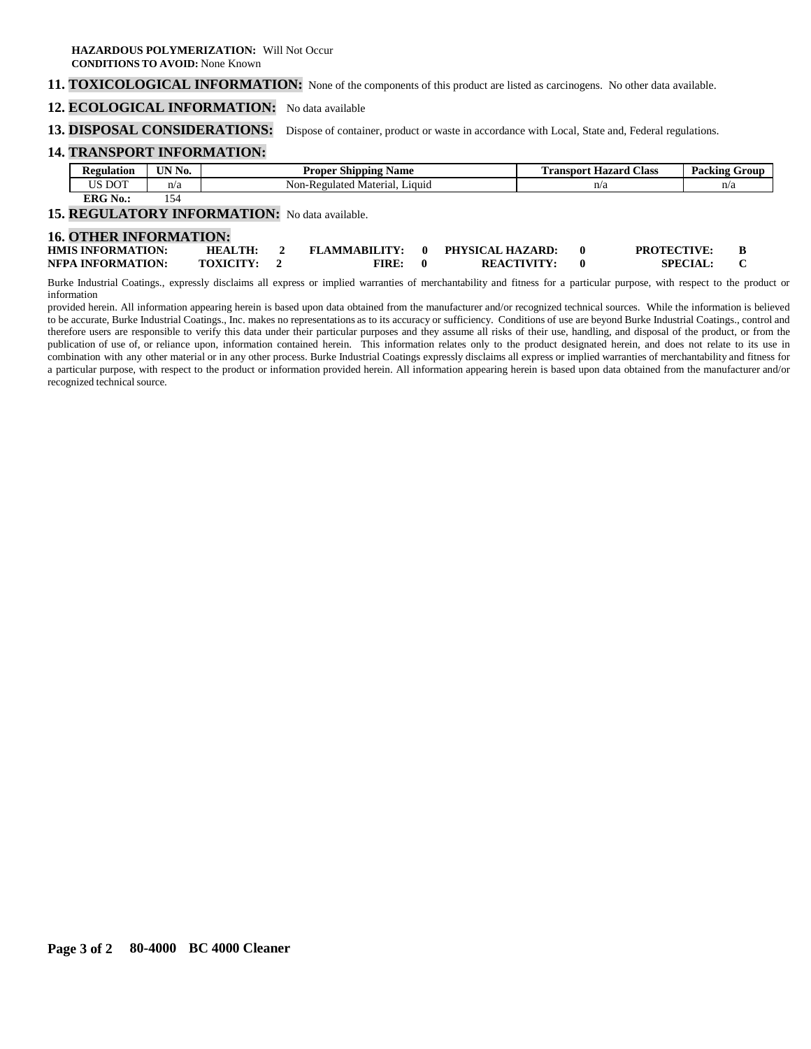**HAZARDOUS POLYMERIZATION:** Will Not Occur
**CONDITIONS TO AVOID:** None Known

## 11. TOXICOLOGICAL INFORMATION:

None of the components of this product are listed as carcinogens. No other data available.

## 12. ECOLOGICAL INFORMATION:

No data available

## 13. DISPOSAL CONSIDERATIONS:

Dispose of container, product or waste in accordance with Local, State and, Federal regulations.

## 14. TRANSPORT INFORMATION:

| Regulation | UN No. | Proper Shipping Name | Transport Hazard Class | Packing Group |
|---|---|---|---|---|
| US DOT | n/a | Non-Regulated Material, Liquid | n/a | n/a |
| **ERG No.:** | 154 | | | |

## 15. REGULATORY INFORMATION:

No data available.

## 16. OTHER INFORMATION:

| | | | | | | | | |
|---|---|---|---|---|---|---|---|---|
| **HMIS INFORMATION:** | **HEALTH:** 2 | | **FLAMMABILITY:** 0 | | **PHYSICAL HAZARD:** 0 | | **PROTECTIVE:** | **B** |
| **NFPA INFORMATION:** | **TOXICITY:** 2 | | **FIRE:** 0 | | **REACTIVITY:** 0 | | **SPECIAL:** | **C** |

Burke Industrial Coatings., expressly disclaims all express or implied warranties of merchantability and fitness for a particular purpose, with respect to the product or information

provided herein. All information appearing herein is based upon data obtained from the manufacturer and/or recognized technical sources. While the information is believed to be accurate, Burke Industrial Coatings., Inc. makes no representations as to its accuracy or sufficiency. Conditions of use are beyond Burke Industrial Coatings., control and therefore users are responsible to verify this data under their particular purposes and they assume all risks of their use, handling, and disposal of the product, or from the publication of use of, or reliance upon, information contained herein. This information relates only to the product designated herein, and does not relate to its use in combination with any other material or in any other process. Burke Industrial Coatings expressly disclaims all express or implied warranties of merchantability and fitness for a particular purpose, with respect to the product or information provided herein. All information appearing herein is based upon data obtained from the manufacturer and/or recognized technical source.